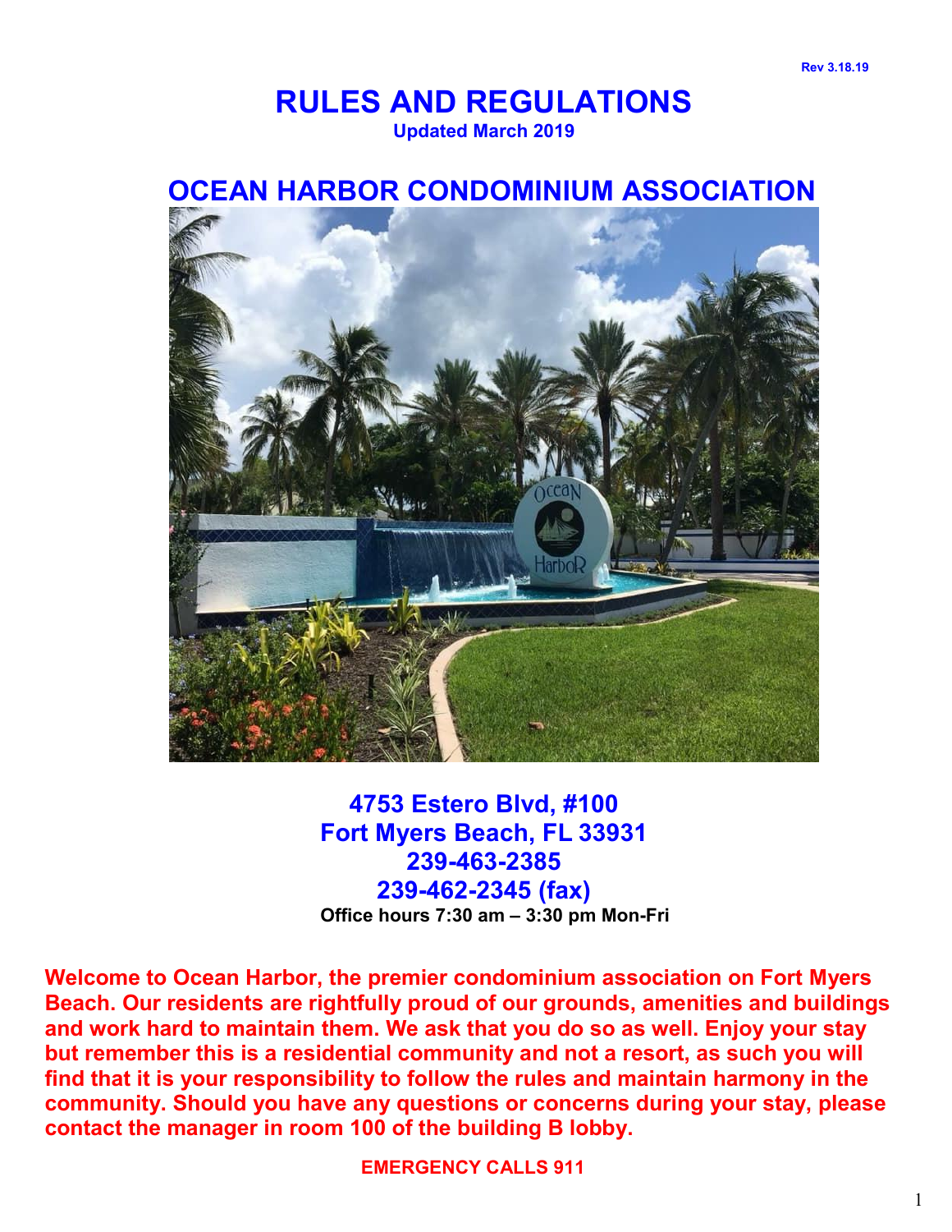Rev 3.18.19

# RULES AND REGULATIONS

**Updated March 2019**

# OCEAN HARBOR CONDOMINIUM ASSOCIATION

**4753 Estero Blvd, #100**
**Fort Myers Beach, FL 33931**
**239-463-2385**
**239-462-2345 (fax)**
**Office hours 7:30 am – 3:30 pm Mon-Fri**

**Welcome to Ocean Harbor, the premier condominium association on Fort Myers Beach. Our residents are rightfully proud of our grounds, amenities and buildings and work hard to maintain them. We ask that you do so as well. Enjoy your stay but remember this is a residential community and not a resort, as such you will find that it is your responsibility to follow the rules and maintain harmony in the community. Should you have any questions or concerns during your stay, please contact the manager in room 100 of the building B lobby.**

**EMERGENCY CALLS 911**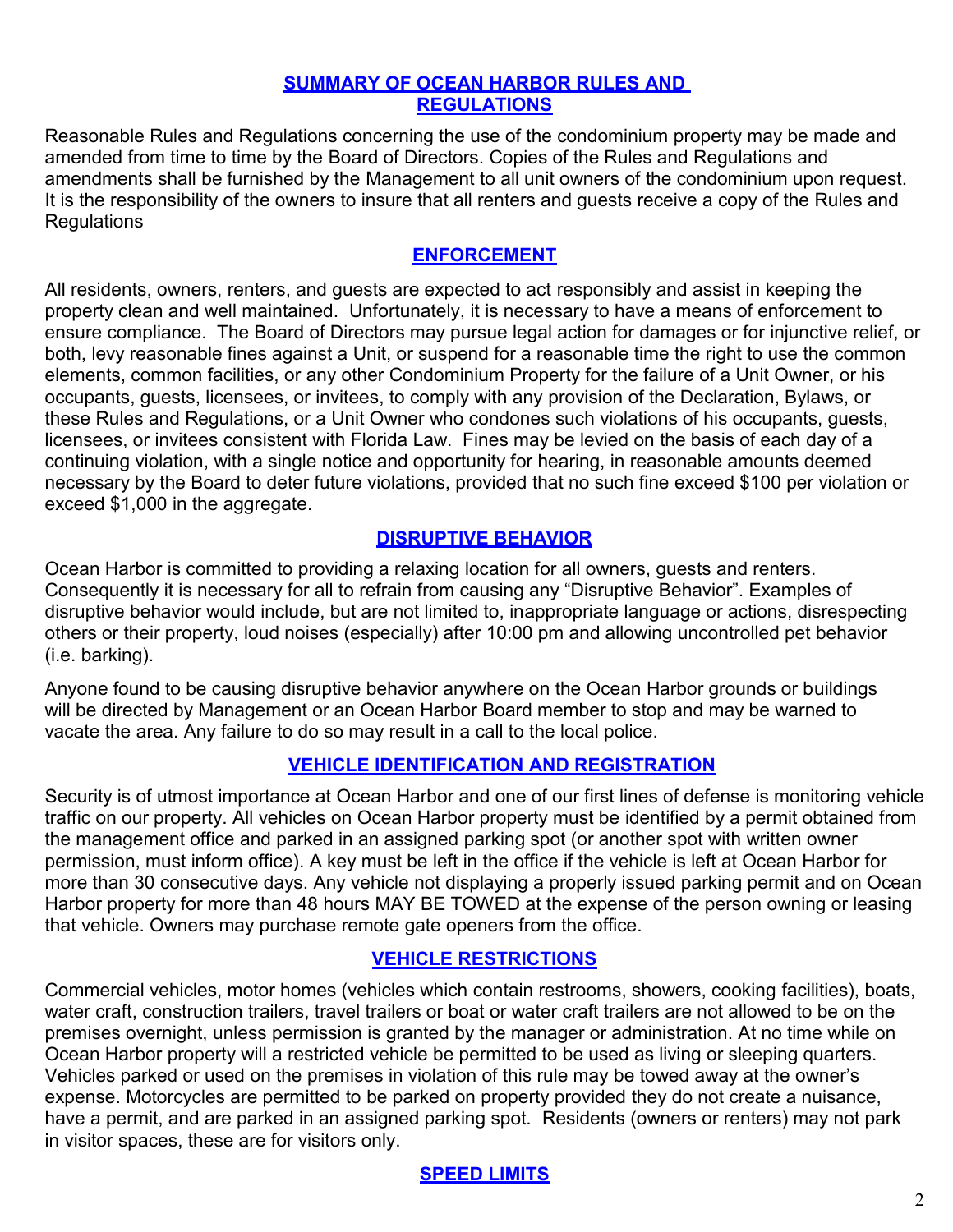## SUMMARY OF OCEAN HARBOR RULES AND REGULATIONS

Reasonable Rules and Regulations concerning the use of the condominium property may be made and amended from time to time by the Board of Directors. Copies of the Rules and Regulations and amendments shall be furnished by the Management to all unit owners of the condominium upon request. It is the responsibility of the owners to insure that all renters and guests receive a copy of the Rules and Regulations

## ENFORCEMENT

All residents, owners, renters, and guests are expected to act responsibly and assist in keeping the property clean and well maintained. Unfortunately, it is necessary to have a means of enforcement to ensure compliance. The Board of Directors may pursue legal action for damages or for injunctive relief, or both, levy reasonable fines against a Unit, or suspend for a reasonable time the right to use the common elements, common facilities, or any other Condominium Property for the failure of a Unit Owner, or his occupants, guests, licensees, or invitees, to comply with any provision of the Declaration, Bylaws, or these Rules and Regulations, or a Unit Owner who condones such violations of his occupants, guests, licensees, or invitees consistent with Florida Law. Fines may be levied on the basis of each day of a continuing violation, with a single notice and opportunity for hearing, in reasonable amounts deemed necessary by the Board to deter future violations, provided that no such fine exceed $100 per violation or exceed $1,000 in the aggregate.

## DISRUPTIVE BEHAVIOR

Ocean Harbor is committed to providing a relaxing location for all owners, guests and renters. Consequently it is necessary for all to refrain from causing any "Disruptive Behavior". Examples of disruptive behavior would include, but are not limited to, inappropriate language or actions, disrespecting others or their property, loud noises (especially) after 10:00 pm and allowing uncontrolled pet behavior (i.e. barking).

Anyone found to be causing disruptive behavior anywhere on the Ocean Harbor grounds or buildings will be directed by Management or an Ocean Harbor Board member to stop and may be warned to vacate the area. Any failure to do so may result in a call to the local police.

## VEHICLE IDENTIFICATION AND REGISTRATION

Security is of utmost importance at Ocean Harbor and one of our first lines of defense is monitoring vehicle traffic on our property. All vehicles on Ocean Harbor property must be identified by a permit obtained from the management office and parked in an assigned parking spot (or another spot with written owner permission, must inform office). A key must be left in the office if the vehicle is left at Ocean Harbor for more than 30 consecutive days. Any vehicle not displaying a properly issued parking permit and on Ocean Harbor property for more than 48 hours MAY BE TOWED at the expense of the person owning or leasing that vehicle. Owners may purchase remote gate openers from the office.

## VEHICLE RESTRICTIONS

Commercial vehicles, motor homes (vehicles which contain restrooms, showers, cooking facilities), boats, water craft, construction trailers, travel trailers or boat or water craft trailers are not allowed to be on the premises overnight, unless permission is granted by the manager or administration. At no time while on Ocean Harbor property will a restricted vehicle be permitted to be used as living or sleeping quarters. Vehicles parked or used on the premises in violation of this rule may be towed away at the owner's expense. Motorcycles are permitted to be parked on property provided they do not create a nuisance, have a permit, and are parked in an assigned parking spot. Residents (owners or renters) may not park in visitor spaces, these are for visitors only.

## SPEED LIMITS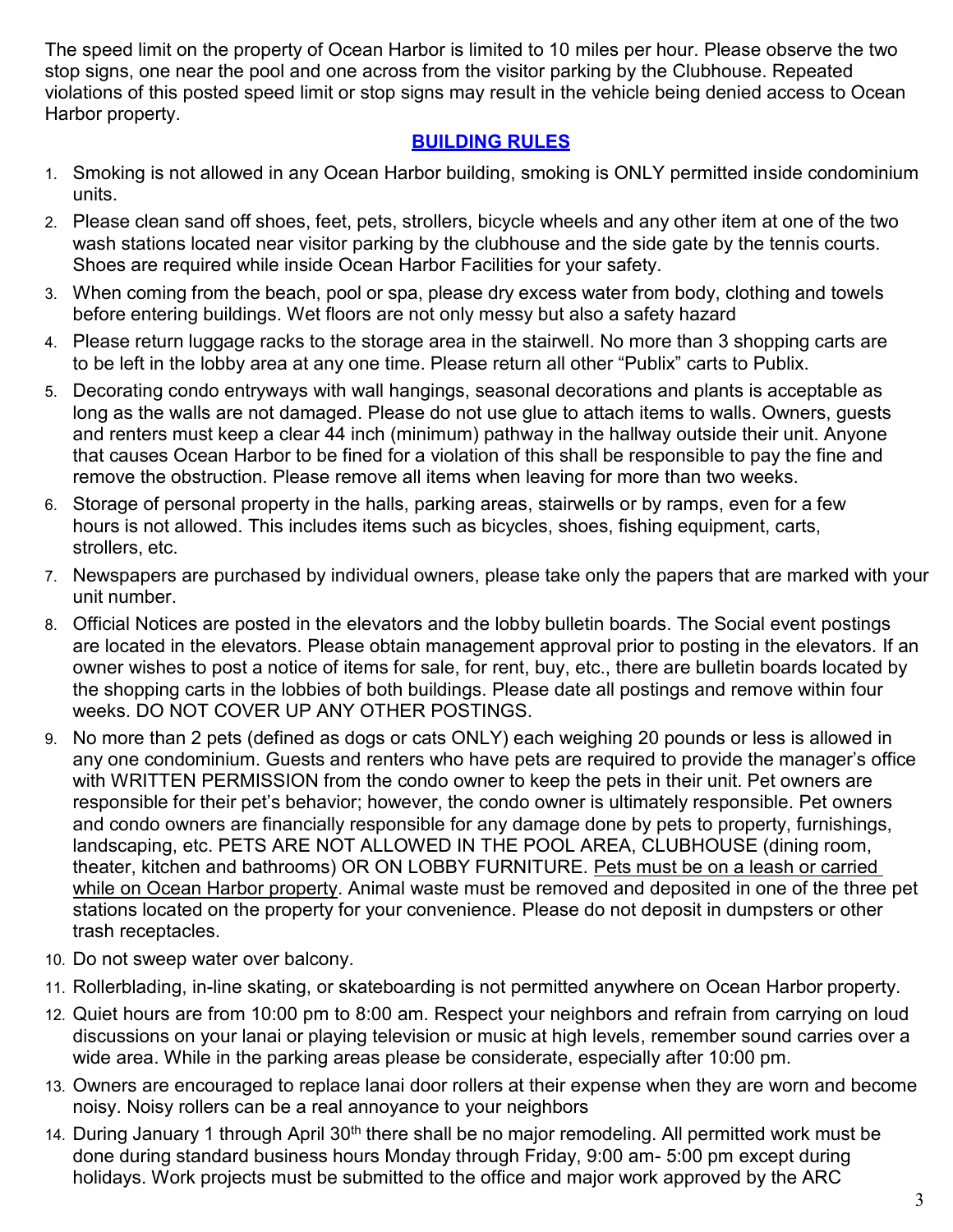The speed limit on the property of Ocean Harbor is limited to 10 miles per hour. Please observe the two stop signs, one near the pool and one across from the visitor parking by the Clubhouse. Repeated violations of this posted speed limit or stop signs may result in the vehicle being denied access to Ocean Harbor property.

## BUILDING RULES

1. Smoking is not allowed in any Ocean Harbor building, smoking is ONLY permitted inside condominium units.
2. Please clean sand off shoes, feet, pets, strollers, bicycle wheels and any other item at one of the two wash stations located near visitor parking by the clubhouse and the side gate by the tennis courts. Shoes are required while inside Ocean Harbor Facilities for your safety.
3. When coming from the beach, pool or spa, please dry excess water from body, clothing and towels before entering buildings. Wet floors are not only messy but also a safety hazard
4. Please return luggage racks to the storage area in the stairwell. No more than 3 shopping carts are to be left in the lobby area at any one time. Please return all other "Publix" carts to Publix.
5. Decorating condo entryways with wall hangings, seasonal decorations and plants is acceptable as long as the walls are not damaged. Please do not use glue to attach items to walls. Owners, guests and renters must keep a clear 44 inch (minimum) pathway in the hallway outside their unit. Anyone that causes Ocean Harbor to be fined for a violation of this shall be responsible to pay the fine and remove the obstruction. Please remove all items when leaving for more than two weeks.
6. Storage of personal property in the halls, parking areas, stairwells or by ramps, even for a few hours is not allowed. This includes items such as bicycles, shoes, fishing equipment, carts, strollers, etc.
7. Newspapers are purchased by individual owners, please take only the papers that are marked with your unit number.
8. Official Notices are posted in the elevators and the lobby bulletin boards. The Social event postings are located in the elevators. Please obtain management approval prior to posting in the elevators. If an owner wishes to post a notice of items for sale, for rent, buy, etc., there are bulletin boards located by the shopping carts in the lobbies of both buildings. Please date all postings and remove within four weeks. DO NOT COVER UP ANY OTHER POSTINGS.
9. No more than 2 pets (defined as dogs or cats ONLY) each weighing 20 pounds or less is allowed in any one condominium. Guests and renters who have pets are required to provide the manager's office with WRITTEN PERMISSION from the condo owner to keep the pets in their unit. Pet owners are responsible for their pet's behavior; however, the condo owner is ultimately responsible. Pet owners and condo owners are financially responsible for any damage done by pets to property, furnishings, landscaping, etc. PETS ARE NOT ALLOWED IN THE POOL AREA, CLUBHOUSE (dining room, theater, kitchen and bathrooms) OR ON LOBBY FURNITURE. <u>Pets must be on a leash or carried while on Ocean Harbor property</u>. Animal waste must be removed and deposited in one of the three pet stations located on the property for your convenience. Please do not deposit in dumpsters or other trash receptacles.
10. Do not sweep water over balcony.
11. Rollerblading, in-line skating, or skateboarding is not permitted anywhere on Ocean Harbor property.
12. Quiet hours are from 10:00 pm to 8:00 am. Respect your neighbors and refrain from carrying on loud discussions on your lanai or playing television or music at high levels, remember sound carries over a wide area. While in the parking areas please be considerate, especially after 10:00 pm.
13. Owners are encouraged to replace lanai door rollers at their expense when they are worn and become noisy. Noisy rollers can be a real annoyance to your neighbors
14. During January 1 through April 30th there shall be no major remodeling. All permitted work must be done during standard business hours Monday through Friday, 9:00 am- 5:00 pm except during holidays. Work projects must be submitted to the office and major work approved by the ARC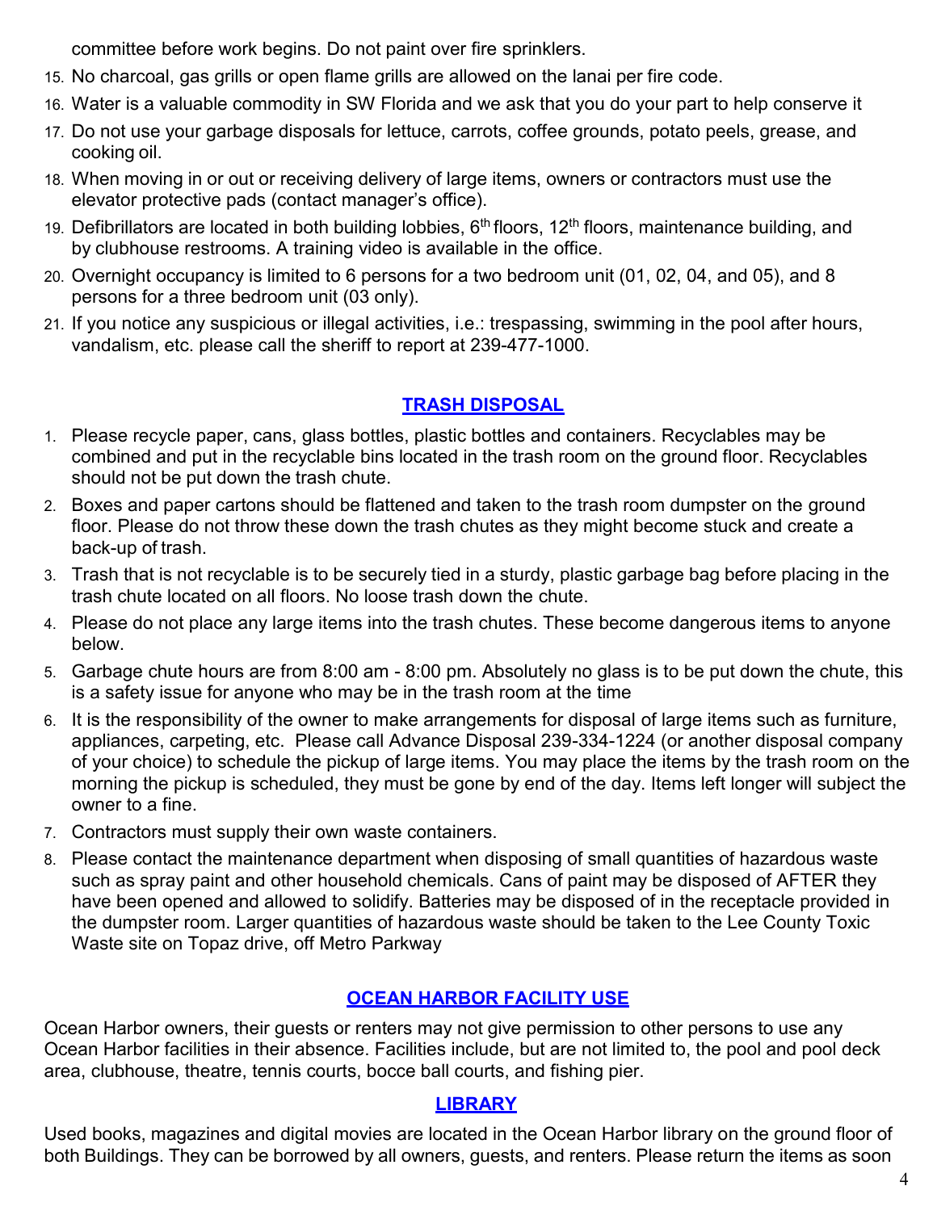committee before work begins. Do not paint over fire sprinklers.

15. No charcoal, gas grills or open flame grills are allowed on the lanai per fire code.
16. Water is a valuable commodity in SW Florida and we ask that you do your part to help conserve it
17. Do not use your garbage disposals for lettuce, carrots, coffee grounds, potato peels, grease, and cooking oil.
18. When moving in or out or receiving delivery of large items, owners or contractors must use the elevator protective pads (contact manager's office).
19. Defibrillators are located in both building lobbies, 6th floors, 12th floors, maintenance building, and by clubhouse restrooms. A training video is available in the office.
20. Overnight occupancy is limited to 6 persons for a two bedroom unit (01, 02, 04, and 05), and 8 persons for a three bedroom unit (03 only).
21. If you notice any suspicious or illegal activities, i.e.: trespassing, swimming in the pool after hours, vandalism, etc. please call the sheriff to report at 239-477-1000.

## TRASH DISPOSAL

1. Please recycle paper, cans, glass bottles, plastic bottles and containers. Recyclables may be combined and put in the recyclable bins located in the trash room on the ground floor. Recyclables should not be put down the trash chute.
2. Boxes and paper cartons should be flattened and taken to the trash room dumpster on the ground floor. Please do not throw these down the trash chutes as they might become stuck and create a back-up of trash.
3. Trash that is not recyclable is to be securely tied in a sturdy, plastic garbage bag before placing in the trash chute located on all floors. No loose trash down the chute.
4. Please do not place any large items into the trash chutes. These become dangerous items to anyone below.
5. Garbage chute hours are from 8:00 am - 8:00 pm. Absolutely no glass is to be put down the chute, this is a safety issue for anyone who may be in the trash room at the time
6. It is the responsibility of the owner to make arrangements for disposal of large items such as furniture, appliances, carpeting, etc. Please call Advance Disposal 239-334-1224 (or another disposal company of your choice) to schedule the pickup of large items. You may place the items by the trash room on the morning the pickup is scheduled, they must be gone by end of the day. Items left longer will subject the owner to a fine.
7. Contractors must supply their own waste containers.
8. Please contact the maintenance department when disposing of small quantities of hazardous waste such as spray paint and other household chemicals. Cans of paint may be disposed of AFTER they have been opened and allowed to solidify. Batteries may be disposed of in the receptacle provided in the dumpster room. Larger quantities of hazardous waste should be taken to the Lee County Toxic Waste site on Topaz drive, off Metro Parkway

## OCEAN HARBOR FACILITY USE

Ocean Harbor owners, their guests or renters may not give permission to other persons to use any Ocean Harbor facilities in their absence. Facilities include, but are not limited to, the pool and pool deck area, clubhouse, theatre, tennis courts, bocce ball courts, and fishing pier.

## LIBRARY

Used books, magazines and digital movies are located in the Ocean Harbor library on the ground floor of both Buildings. They can be borrowed by all owners, guests, and renters. Please return the items as soon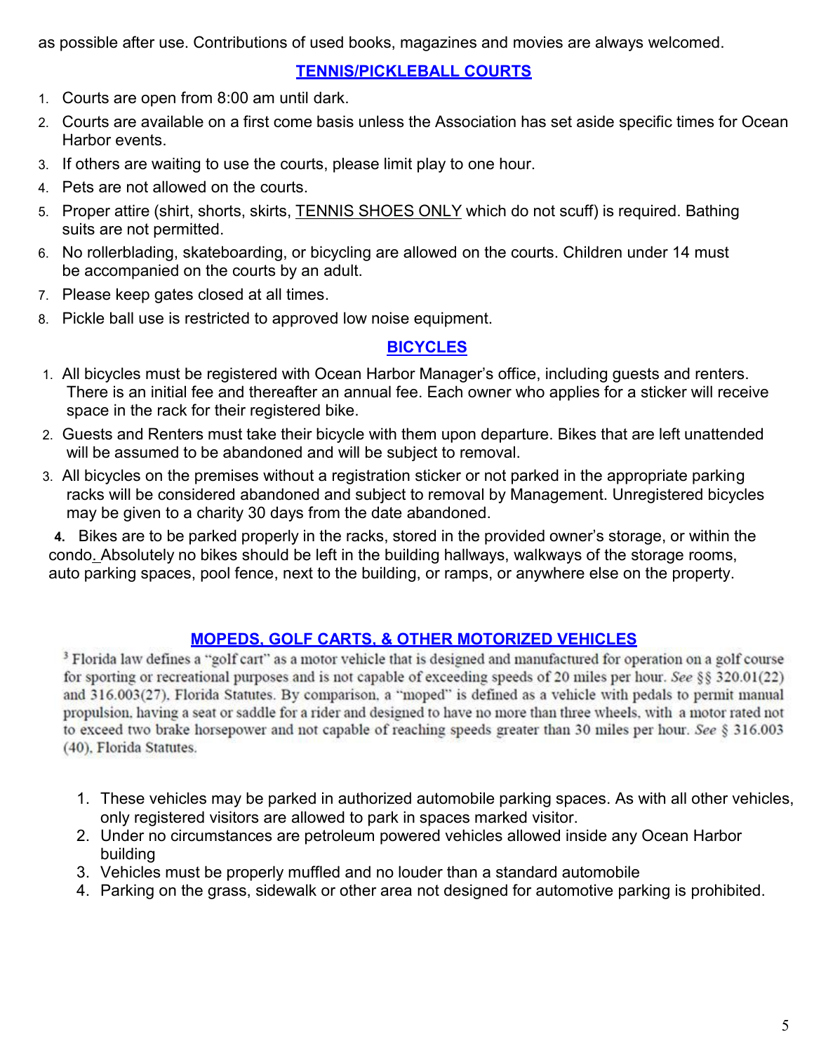as possible after use. Contributions of used books, magazines and movies are always welcomed.

## TENNIS/PICKLEBALL COURTS

1. Courts are open from 8:00 am until dark.
2. Courts are available on a first come basis unless the Association has set aside specific times for Ocean Harbor events.
3. If others are waiting to use the courts, please limit play to one hour.
4. Pets are not allowed on the courts.
5. Proper attire (shirt, shorts, skirts, TENNIS SHOES ONLY which do not scuff) is required. Bathing suits are not permitted.
6. No rollerblading, skateboarding, or bicycling are allowed on the courts. Children under 14 must be accompanied on the courts by an adult.
7. Please keep gates closed at all times.
8. Pickle ball use is restricted to approved low noise equipment.

## BICYCLES

1. All bicycles must be registered with Ocean Harbor Manager's office, including guests and renters. There is an initial fee and thereafter an annual fee. Each owner who applies for a sticker will receive space in the rack for their registered bike.
2. Guests and Renters must take their bicycle with them upon departure. Bikes that are left unattended will be assumed to be abandoned and will be subject to removal.
3. All bicycles on the premises without a registration sticker or not parked in the appropriate parking racks will be considered abandoned and subject to removal by Management. Unregistered bicycles may be given to a charity 30 days from the date abandoned.
4. Bikes are to be parked properly in the racks, stored in the provided owner's storage, or within the condo. Absolutely no bikes should be left in the building hallways, walkways of the storage rooms, auto parking spaces, pool fence, next to the building, or ramps, or anywhere else on the property.

## MOPEDS, GOLF CARTS, & OTHER MOTORIZED VEHICLES

[3] Florida law defines a "golf cart" as a motor vehicle that is designed and manufactured for operation on a golf course for sporting or recreational purposes and is not capable of exceeding speeds of 20 miles per hour. *See* §§ 320.01(22) and 316.003(27), Florida Statutes. By comparison, a "moped" is defined as a vehicle with pedals to permit manual propulsion, having a seat or saddle for a rider and designed to have no more than three wheels, with a motor rated not to exceed two brake horsepower and not capable of reaching speeds greater than 30 miles per hour. *See* § 316.003 (40), Florida Statutes.

1. These vehicles may be parked in authorized automobile parking spaces. As with all other vehicles, only registered visitors are allowed to park in spaces marked visitor.
2. Under no circumstances are petroleum powered vehicles allowed inside any Ocean Harbor building
3. Vehicles must be properly muffled and no louder than a standard automobile
4. Parking on the grass, sidewalk or other area not designed for automotive parking is prohibited.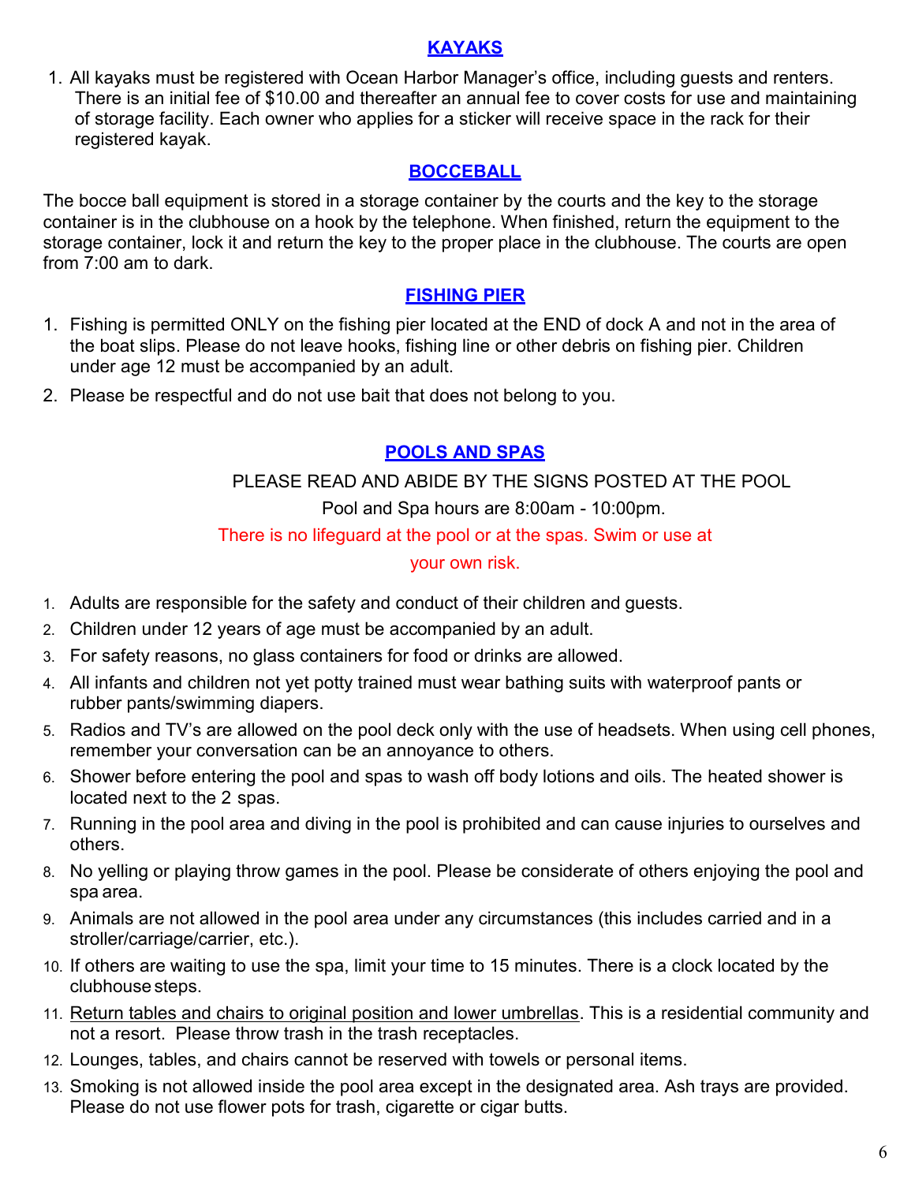## KAYAKS

1. All kayaks must be registered with Ocean Harbor Manager's office, including guests and renters. There is an initial fee of $10.00 and thereafter an annual fee to cover costs for use and maintaining of storage facility. Each owner who applies for a sticker will receive space in the rack for their registered kayak.

## BOCCEBALL

The bocce ball equipment is stored in a storage container by the courts and the key to the storage container is in the clubhouse on a hook by the telephone. When finished, return the equipment to the storage container, lock it and return the key to the proper place in the clubhouse. The courts are open from 7:00 am to dark.

## FISHING PIER

1. Fishing is permitted ONLY on the fishing pier located at the END of dock A and not in the area of the boat slips. Please do not leave hooks, fishing line or other debris on fishing pier. Children under age 12 must be accompanied by an adult.
2. Please be respectful and do not use bait that does not belong to you.

## POOLS AND SPAS

PLEASE READ AND ABIDE BY THE SIGNS POSTED AT THE POOL

Pool and Spa hours are 8:00am - 10:00pm.

There is no lifeguard at the pool or at the spas. Swim or use at your own risk.

1. Adults are responsible for the safety and conduct of their children and guests.
2. Children under 12 years of age must be accompanied by an adult.
3. For safety reasons, no glass containers for food or drinks are allowed.
4. All infants and children not yet potty trained must wear bathing suits with waterproof pants or rubber pants/swimming diapers.
5. Radios and TV's are allowed on the pool deck only with the use of headsets. When using cell phones, remember your conversation can be an annoyance to others.
6. Shower before entering the pool and spas to wash off body lotions and oils. The heated shower is located next to the 2 spas.
7. Running in the pool area and diving in the pool is prohibited and can cause injuries to ourselves and others.
8. No yelling or playing throw games in the pool. Please be considerate of others enjoying the pool and spa area.
9. Animals are not allowed in the pool area under any circumstances (this includes carried and in a stroller/carriage/carrier, etc.).
10. If others are waiting to use the spa, limit your time to 15 minutes. There is a clock located by the clubhouse steps.
11. Return tables and chairs to original position and lower umbrellas. This is a residential community and not a resort. Please throw trash in the trash receptacles.
12. Lounges, tables, and chairs cannot be reserved with towels or personal items.
13. Smoking is not allowed inside the pool area except in the designated area. Ash trays are provided. Please do not use flower pots for trash, cigarette or cigar butts.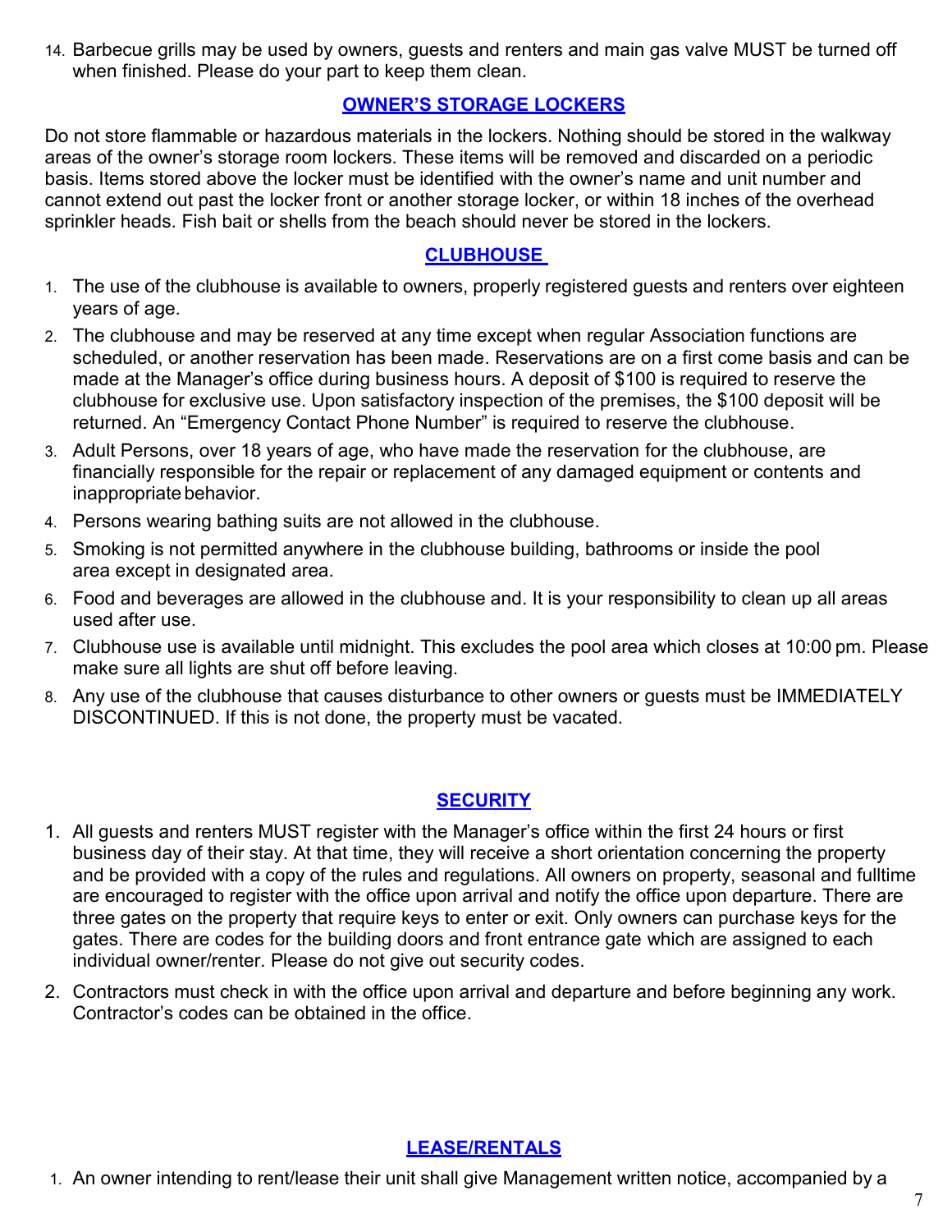14. Barbecue grills may be used by owners, guests and renters and main gas valve MUST be turned off when finished. Please do your part to keep them clean.

## OWNER'S STORAGE LOCKERS

Do not store flammable or hazardous materials in the lockers. Nothing should be stored in the walkway areas of the owner's storage room lockers. These items will be removed and discarded on a periodic basis. Items stored above the locker must be identified with the owner's name and unit number and cannot extend out past the locker front or another storage locker, or within 18 inches of the overhead sprinkler heads. Fish bait or shells from the beach should never be stored in the lockers.

## CLUBHOUSE

1. The use of the clubhouse is available to owners, properly registered guests and renters over eighteen years of age.
2. The clubhouse and may be reserved at any time except when regular Association functions are scheduled, or another reservation has been made. Reservations are on a first come basis and can be made at the Manager's office during business hours. A deposit of $100 is required to reserve the clubhouse for exclusive use. Upon satisfactory inspection of the premises, the $100 deposit will be returned. An "Emergency Contact Phone Number" is required to reserve the clubhouse.
3. Adult Persons, over 18 years of age, who have made the reservation for the clubhouse, are financially responsible for the repair or replacement of any damaged equipment or contents and inappropriate behavior.
4. Persons wearing bathing suits are not allowed in the clubhouse.
5. Smoking is not permitted anywhere in the clubhouse building, bathrooms or inside the pool area except in designated area.
6. Food and beverages are allowed in the clubhouse and. It is your responsibility to clean up all areas used after use.
7. Clubhouse use is available until midnight. This excludes the pool area which closes at 10:00 pm. Please make sure all lights are shut off before leaving.
8. Any use of the clubhouse that causes disturbance to other owners or guests must be IMMEDIATELY DISCONTINUED. If this is not done, the property must be vacated.

## SECURITY

1. All guests and renters MUST register with the Manager's office within the first 24 hours or first business day of their stay. At that time, they will receive a short orientation concerning the property and be provided with a copy of the rules and regulations. All owners on property, seasonal and fulltime are encouraged to register with the office upon arrival and notify the office upon departure. There are three gates on the property that require keys to enter or exit. Only owners can purchase keys for the gates. There are codes for the building doors and front entrance gate which are assigned to each individual owner/renter. Please do not give out security codes.
2. Contractors must check in with the office upon arrival and departure and before beginning any work. Contractor's codes can be obtained in the office.

## LEASE/RENTALS

1. An owner intending to rent/lease their unit shall give Management written notice, accompanied by a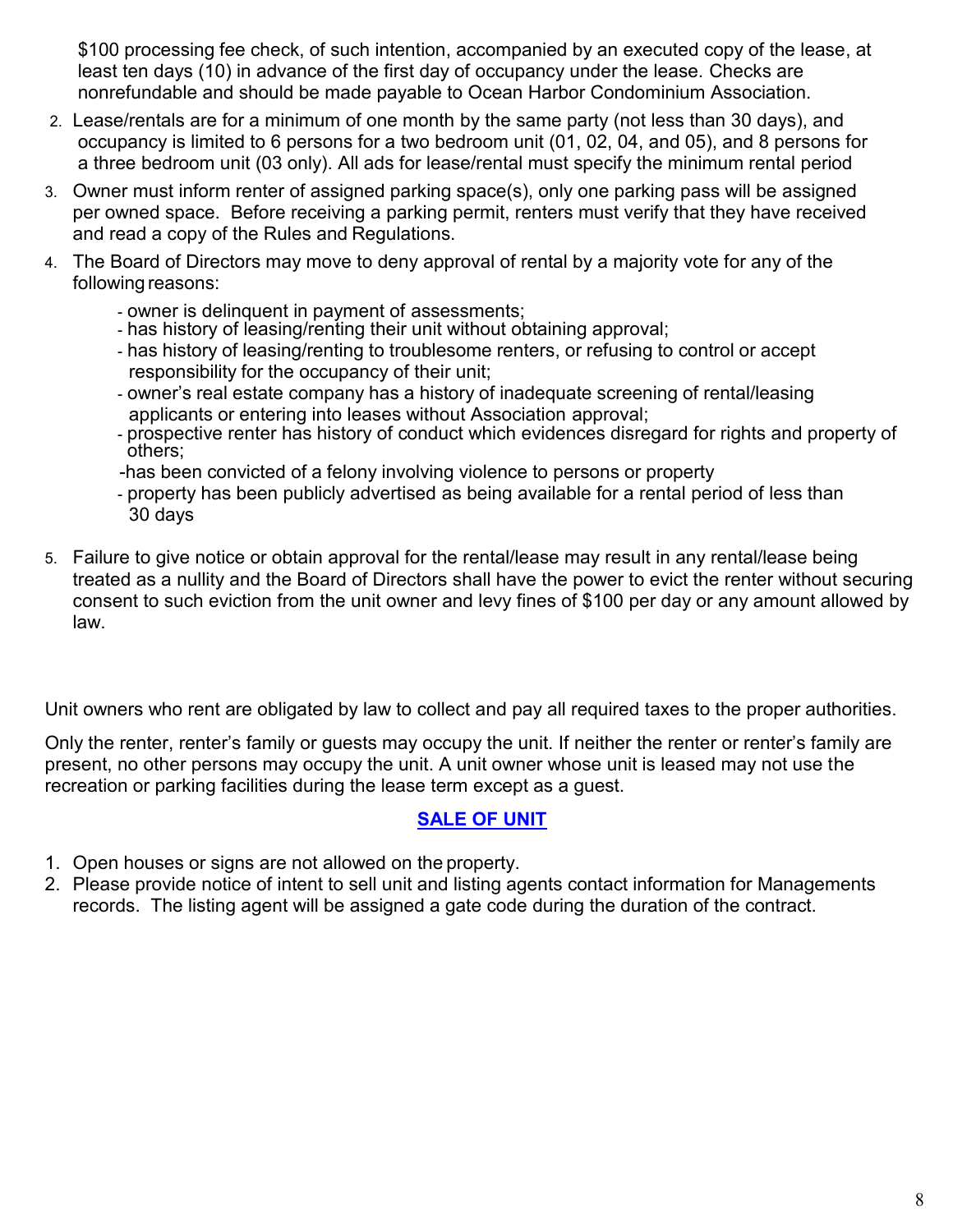$100 processing fee check, of such intention, accompanied by an executed copy of the lease, at least ten days (10) in advance of the first day of occupancy under the lease. Checks are nonrefundable and should be made payable to Ocean Harbor Condominium Association.

2. Lease/rentals are for a minimum of one month by the same party (not less than 30 days), and occupancy is limited to 6 persons for a two bedroom unit (01, 02, 04, and 05), and 8 persons for a three bedroom unit (03 only). All ads for lease/rental must specify the minimum rental period
3. Owner must inform renter of assigned parking space(s), only one parking pass will be assigned per owned space. Before receiving a parking permit, renters must verify that they have received and read a copy of the Rules and Regulations.
4. The Board of Directors may move to deny approval of rental by a majority vote for any of the following reasons:
   - owner is delinquent in payment of assessments;
   - has history of leasing/renting their unit without obtaining approval;
   - has history of leasing/renting to troublesome renters, or refusing to control or accept responsibility for the occupancy of their unit;
   - owner's real estate company has a history of inadequate screening of rental/leasing applicants or entering into leases without Association approval;
   - prospective renter has history of conduct which evidences disregard for rights and property of others;
   - has been convicted of a felony involving violence to persons or property
   - property has been publicly advertised as being available for a rental period of less than 30 days
5. Failure to give notice or obtain approval for the rental/lease may result in any rental/lease being treated as a nullity and the Board of Directors shall have the power to evict the renter without securing consent to such eviction from the unit owner and levy fines of $100 per day or any amount allowed by law.

Unit owners who rent are obligated by law to collect and pay all required taxes to the proper authorities.

Only the renter, renter's family or guests may occupy the unit. If neither the renter or renter's family are present, no other persons may occupy the unit. A unit owner whose unit is leased may not use the recreation or parking facilities during the lease term except as a guest.

## SALE OF UNIT

1. Open houses or signs are not allowed on the property.
2. Please provide notice of intent to sell unit and listing agents contact information for Managements records. The listing agent will be assigned a gate code during the duration of the contract.